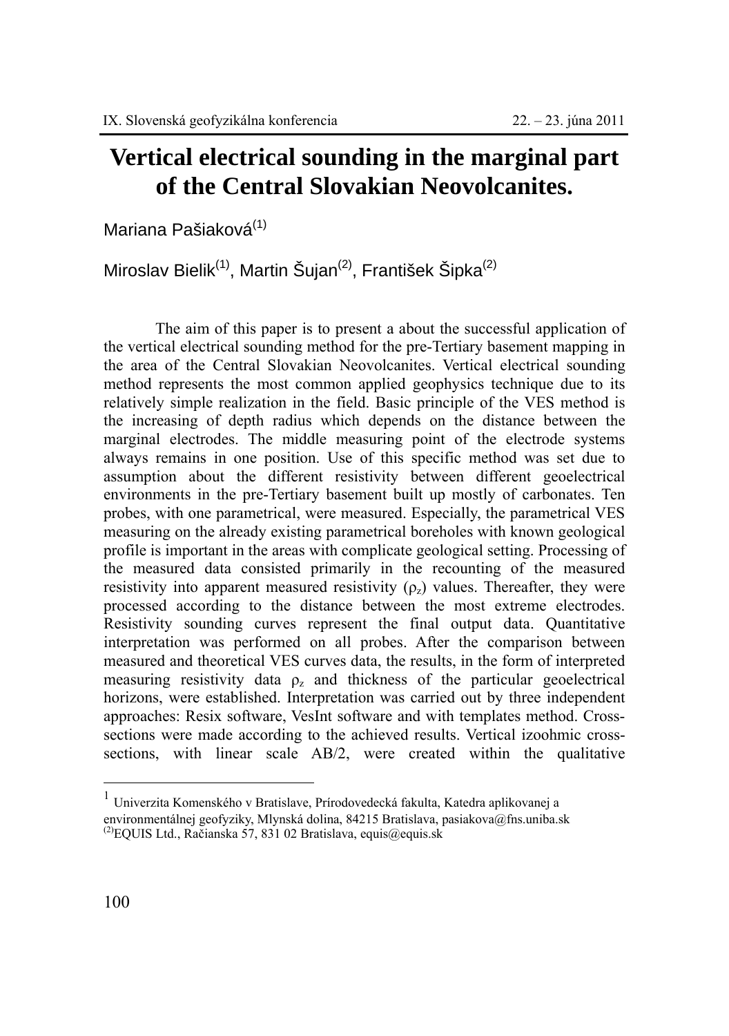# Vertical electrical sounding in the marginal part of the Central Slovakian Neovolcanites.

Mariana Pašiaková[1]

Miroslav Bielik[1], Martin Šujan[2], František Šipka[2]

The aim of this paper is to present a about the successful application of the vertical electrical sounding method for the pre-Tertiary basement mapping in the area of the Central Slovakian Neovolcanites. Vertical electrical sounding method represents the most common applied geophysics technique due to its relatively simple realization in the field. Basic principle of the VES method is the increasing of depth radius which depends on the distance between the marginal electrodes. The middle measuring point of the electrode systems always remains in one position. Use of this specific method was set due to assumption about the different resistivity between different geoelectrical environments in the pre-Tertiary basement built up mostly of carbonates. Ten probes, with one parametrical, were measured. Especially, the parametrical VES measuring on the already existing parametrical boreholes with known geological profile is important in the areas with complicate geological setting. Processing of the measured data consisted primarily in the recounting of the measured resistivity into apparent measured resistivity ($\rho_z$) values. Thereafter, they were processed according to the distance between the most extreme electrodes. Resistivity sounding curves represent the final output data. Quantitative interpretation was performed on all probes. After the comparison between measured and theoretical VES curves data, the results, in the form of interpreted measuring resistivity data $\rho_z$ and thickness of the particular geoelectrical horizons, were established. Interpretation was carried out by three independent approaches: Resix software, VesInt software and with templates method. Cross-sections were made according to the achieved results. Vertical izoohmic cross-sections, with linear scale AB/2, were created within the qualitative

---

[1] Univerzita Komenského v Bratislave, Prírodovedecká fakulta, Katedra aplikovanej a environmentálnej geofyziky, Mlynská dolina, 84215 Bratislava, pasiakova@fns.uniba.sk

[2] EQUIS Ltd., Račianska 57, 831 02 Bratislava, equis@equis.sk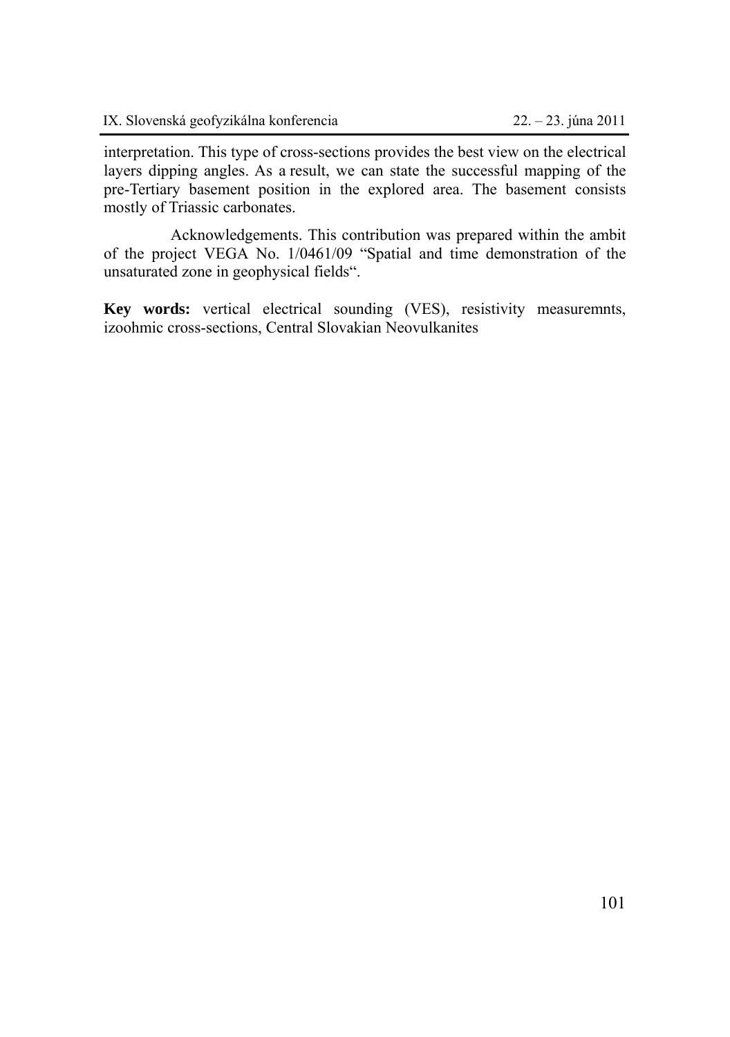interpretation. This type of cross-sections provides the best view on the electrical layers dipping angles. As a result, we can state the successful mapping of the pre-Tertiary basement position in the explored area. The basement consists mostly of Triassic carbonates.

Acknowledgements. This contribution was prepared within the ambit of the project VEGA No. 1/0461/09 "Spatial and time demonstration of the unsaturated zone in geophysical fields".

**Key words:** vertical electrical sounding (VES), resistivity measuremnts, izoohmic cross-sections, Central Slovakian Neovulkanites